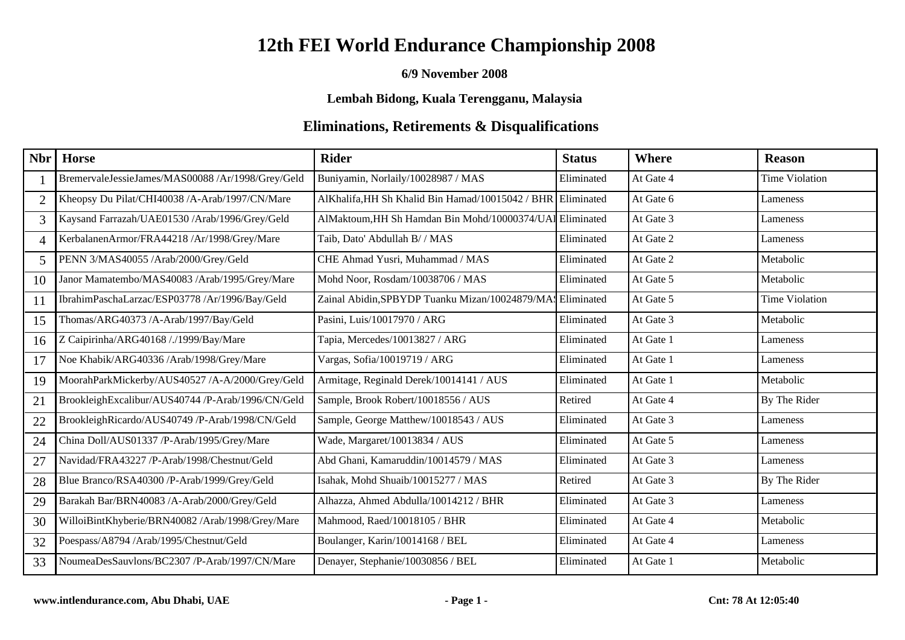# 12th FEI World Endurance Championship 2008

**6/9 November 2008**

**Lembah Bidong, Kuala Terengganu, Malaysia**

## Eliminations, Retirements & Disqualifications

| Nbr | Horse | Rider | Status | Where | Reason |
|---|---|---|---|---|---|
| 1 | BremervaleJessieJames/MAS00088 /Ar/1998/Grey/Geld | Buniyamin, Norlaily/10028987 / MAS | Eliminated | At Gate 4 | Time Violation |
| 2 | Kheopsy Du Pilat/CHI40038 /A-Arab/1997/CN/Mare | AlKhalifa,HH Sh Khalid Bin Hamad/10015042 / BHR | Eliminated | At Gate 6 | Lameness |
| 3 | Kaysand Farrazah/UAE01530 /Arab/1996/Grey/Geld | AlMaktoum,HH Sh Hamdan Bin Mohd/10000374/UAI | Eliminated | At Gate 3 | Lameness |
| 4 | KerbalanenArmor/FRA44218 /Ar/1998/Grey/Mare | Taib, Dato' Abdullah B/ / MAS | Eliminated | At Gate 2 | Lameness |
| 5 | PENN 3/MAS40055 /Arab/2000/Grey/Geld | CHE Ahmad Yusri, Muhammad / MAS | Eliminated | At Gate 2 | Metabolic |
| 10 | Janor Mamatembo/MAS40083 /Arab/1995/Grey/Mare | Mohd Noor, Rosdam/10038706 / MAS | Eliminated | At Gate 5 | Metabolic |
| 11 | IbrahimPaschaLarzac/ESP03778 /Ar/1996/Bay/Geld | Zainal Abidin,SPBYDP Tuanku Mizan/10024879/MAS | Eliminated | At Gate 5 | Time Violation |
| 15 | Thomas/ARG40373 /A-Arab/1997/Bay/Geld | Pasini, Luis/10017970 / ARG | Eliminated | At Gate 3 | Metabolic |
| 16 | Z Caipirinha/ARG40168 /./1999/Bay/Mare | Tapia, Mercedes/10013827 / ARG | Eliminated | At Gate 1 | Lameness |
| 17 | Noe Khabik/ARG40336 /Arab/1998/Grey/Mare | Vargas, Sofia/10019719 / ARG | Eliminated | At Gate 1 | Lameness |
| 19 | MoorahParkMickerby/AUS40527 /A-A/2000/Grey/Geld | Armitage, Reginald Derek/10014141 / AUS | Eliminated | At Gate 1 | Metabolic |
| 21 | BrookleighExcalibur/AUS40744 /P-Arab/1996/CN/Geld | Sample, Brook Robert/10018556 / AUS | Retired | At Gate 4 | By The Rider |
| 22 | BrookleighRicardo/AUS40749 /P-Arab/1998/CN/Geld | Sample, George Matthew/10018543 / AUS | Eliminated | At Gate 3 | Lameness |
| 24 | China Doll/AUS01337 /P-Arab/1995/Grey/Mare | Wade, Margaret/10013834 / AUS | Eliminated | At Gate 5 | Lameness |
| 27 | Navidad/FRA43227 /P-Arab/1998/Chestnut/Geld | Abd Ghani, Kamaruddin/10014579 / MAS | Eliminated | At Gate 3 | Lameness |
| 28 | Blue Branco/RSA40300 /P-Arab/1999/Grey/Geld | Isahak, Mohd Shuaib/10015277 / MAS | Retired | At Gate 3 | By The Rider |
| 29 | Barakah Bar/BRN40083 /A-Arab/2000/Grey/Geld | Alhazza, Ahmed Abdulla/10014212 / BHR | Eliminated | At Gate 3 | Lameness |
| 30 | WilloiBintKhyberie/BRN40082 /Arab/1998/Grey/Mare | Mahmood, Raed/10018105 / BHR | Eliminated | At Gate 4 | Metabolic |
| 32 | Poespass/A8794 /Arab/1995/Chestnut/Geld | Boulanger, Karin/10014168 / BEL | Eliminated | At Gate 4 | Lameness |
| 33 | NoumeaDesSauvlons/BC2307 /P-Arab/1997/CN/Mare | Denayer, Stephanie/10030856 / BEL | Eliminated | At Gate 1 | Metabolic |

**www.intlendurance.com, Abu Dhabi, UAE** **Cnt: 78 At 12:05:40**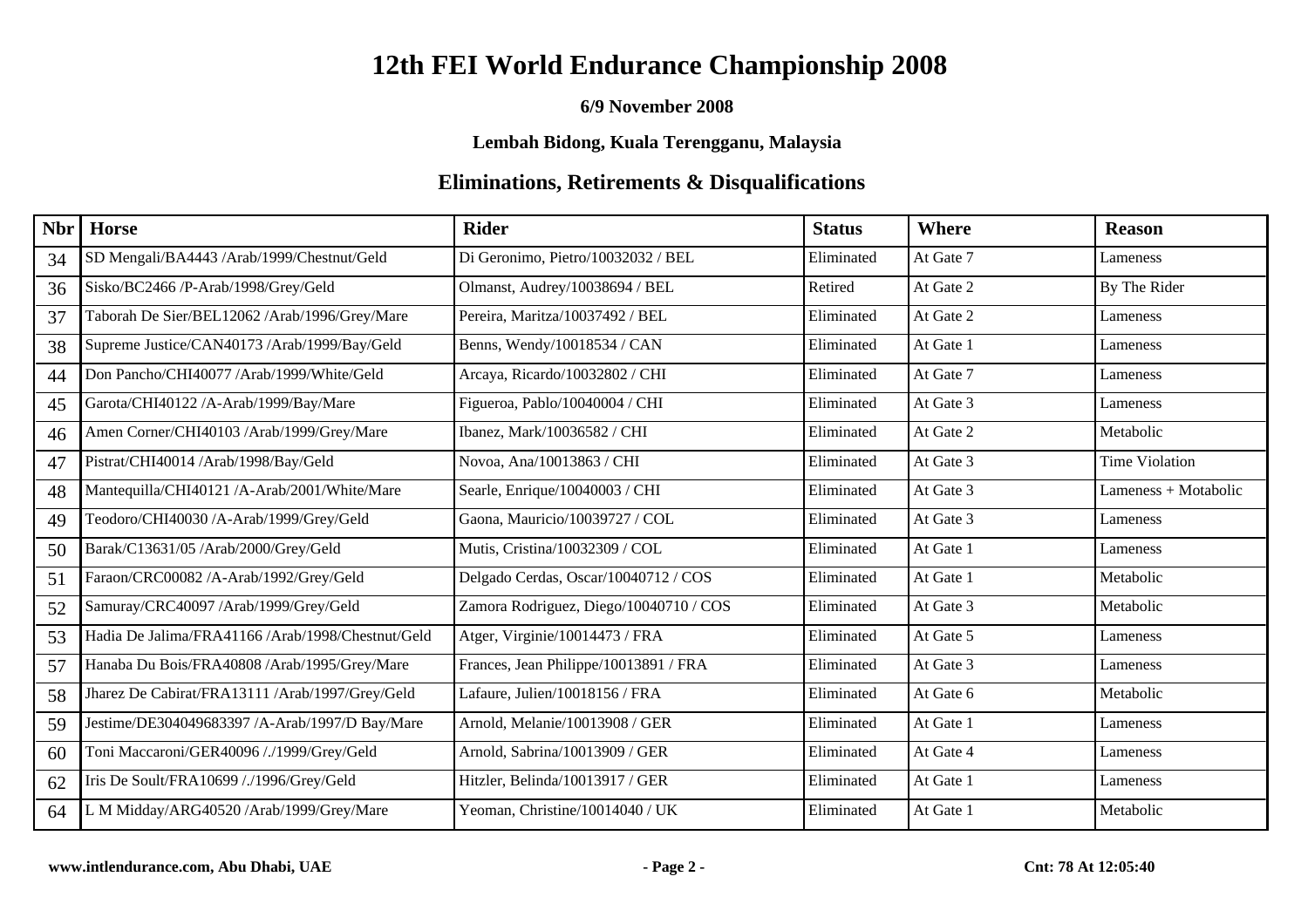# 12th FEI World Endurance Championship 2008

**6/9 November 2008**

**Lembah Bidong, Kuala Terengganu, Malaysia**

## Eliminations, Retirements & Disqualifications

| Nbr | Horse | Rider | Status | Where | Reason |
|---|---|---|---|---|---|
| 34 | SD Mengali/BA4443 /Arab/1999/Chestnut/Geld | Di Geronimo, Pietro/10032032 / BEL | Eliminated | At Gate 7 | Lameness |
| 36 | Sisko/BC2466 /P-Arab/1998/Grey/Geld | Olmanst, Audrey/10038694 / BEL | Retired | At Gate 2 | By The Rider |
| 37 | Taborah De Sier/BEL12062 /Arab/1996/Grey/Mare | Pereira, Maritza/10037492 / BEL | Eliminated | At Gate 2 | Lameness |
| 38 | Supreme Justice/CAN40173 /Arab/1999/Bay/Geld | Benns, Wendy/10018534 / CAN | Eliminated | At Gate 1 | Lameness |
| 44 | Don Pancho/CHI40077 /Arab/1999/White/Geld | Arcaya, Ricardo/10032802 / CHI | Eliminated | At Gate 7 | Lameness |
| 45 | Garota/CHI40122 /A-Arab/1999/Bay/Mare | Figueroa, Pablo/10040004 / CHI | Eliminated | At Gate 3 | Lameness |
| 46 | Amen Corner/CHI40103 /Arab/1999/Grey/Mare | Ibanez, Mark/10036582 / CHI | Eliminated | At Gate 2 | Metabolic |
| 47 | Pistrat/CHI40014 /Arab/1998/Bay/Geld | Novoa, Ana/10013863 / CHI | Eliminated | At Gate 3 | Time Violation |
| 48 | Mantequilla/CHI40121 /A-Arab/2001/White/Mare | Searle, Enrique/10040003 / CHI | Eliminated | At Gate 3 | Lameness + Motabolic |
| 49 | Teodoro/CHI40030 /A-Arab/1999/Grey/Geld | Gaona, Mauricio/10039727 / COL | Eliminated | At Gate 3 | Lameness |
| 50 | Barak/C13631/05 /Arab/2000/Grey/Geld | Mutis, Cristina/10032309 / COL | Eliminated | At Gate 1 | Lameness |
| 51 | Faraon/CRC00082 /A-Arab/1992/Grey/Geld | Delgado Cerdas, Oscar/10040712 / COS | Eliminated | At Gate 1 | Metabolic |
| 52 | Samuray/CRC40097 /Arab/1999/Grey/Geld | Zamora Rodriguez, Diego/10040710 / COS | Eliminated | At Gate 3 | Metabolic |
| 53 | Hadia De Jalima/FRA41166 /Arab/1998/Chestnut/Geld | Atger, Virginie/10014473 / FRA | Eliminated | At Gate 5 | Lameness |
| 57 | Hanaba Du Bois/FRA40808 /Arab/1995/Grey/Mare | Frances, Jean Philippe/10013891 / FRA | Eliminated | At Gate 3 | Lameness |
| 58 | Jharez De Cabirat/FRA13111 /Arab/1997/Grey/Geld | Lafaure, Julien/10018156 / FRA | Eliminated | At Gate 6 | Metabolic |
| 59 | Jestime/DE304049683397 /A-Arab/1997/D Bay/Mare | Arnold, Melanie/10013908 / GER | Eliminated | At Gate 1 | Lameness |
| 60 | Toni Maccaroni/GER40096 /./1999/Grey/Geld | Arnold, Sabrina/10013909 / GER | Eliminated | At Gate 4 | Lameness |
| 62 | Iris De Soult/FRA10699 /./1996/Grey/Geld | Hitzler, Belinda/10013917 / GER | Eliminated | At Gate 1 | Lameness |
| 64 | L M Midday/ARG40520 /Arab/1999/Grey/Mare | Yeoman, Christine/10014040 / UK | Eliminated | At Gate 1 | Metabolic |

**www.intlendurance.com, Abu Dhabi, UAE** **Cnt: 78 At 12:05:40**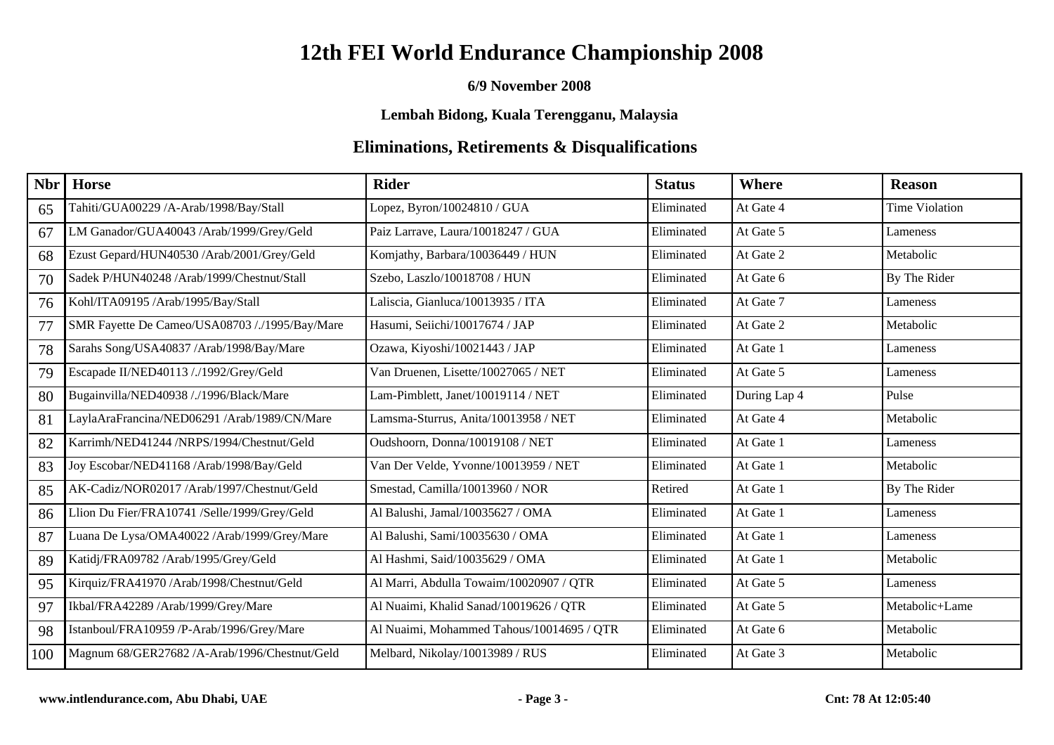# 12th FEI World Endurance Championship 2008

**6/9 November 2008**

**Lembah Bidong, Kuala Terengganu, Malaysia**

## Eliminations, Retirements & Disqualifications

| Nbr | Horse | Rider | Status | Where | Reason |
|---|---|---|---|---|---|
| 65 | Tahiti/GUA00229 /A-Arab/1998/Bay/Stall | Lopez, Byron/10024810 / GUA | Eliminated | At Gate 4 | Time Violation |
| 67 | LM Ganador/GUA40043 /Arab/1999/Grey/Geld | Paiz Larrave, Laura/10018247 / GUA | Eliminated | At Gate 5 | Lameness |
| 68 | Ezust Gepard/HUN40530 /Arab/2001/Grey/Geld | Komjathy, Barbara/10036449 / HUN | Eliminated | At Gate 2 | Metabolic |
| 70 | Sadek P/HUN40248 /Arab/1999/Chestnut/Stall | Szebo, Laszlo/10018708 / HUN | Eliminated | At Gate 6 | By The Rider |
| 76 | Kohl/ITA09195 /Arab/1995/Bay/Stall | Laliscia, Gianluca/10013935 / ITA | Eliminated | At Gate 7 | Lameness |
| 77 | SMR Fayette De Cameo/USA08703 /./1995/Bay/Mare | Hasumi, Seiichi/10017674 / JAP | Eliminated | At Gate 2 | Metabolic |
| 78 | Sarahs Song/USA40837 /Arab/1998/Bay/Mare | Ozawa, Kiyoshi/10021443 / JAP | Eliminated | At Gate 1 | Lameness |
| 79 | Escapade II/NED40113 /./1992/Grey/Geld | Van Druenen, Lisette/10027065 / NET | Eliminated | At Gate 5 | Lameness |
| 80 | Bugainvilla/NED40938 /./1996/Black/Mare | Lam-Pimblett, Janet/10019114 / NET | Eliminated | During Lap 4 | Pulse |
| 81 | LaylaAraFrancina/NED06291 /Arab/1989/CN/Mare | Lamsma-Sturrus, Anita/10013958 / NET | Eliminated | At Gate 4 | Metabolic |
| 82 | Karrimh/NED41244 /NRPS/1994/Chestnut/Geld | Oudshoorn, Donna/10019108 / NET | Eliminated | At Gate 1 | Lameness |
| 83 | Joy Escobar/NED41168 /Arab/1998/Bay/Geld | Van Der Velde, Yvonne/10013959 / NET | Eliminated | At Gate 1 | Metabolic |
| 85 | AK-Cadiz/NOR02017 /Arab/1997/Chestnut/Geld | Smestad, Camilla/10013960 / NOR | Retired | At Gate 1 | By The Rider |
| 86 | Llion Du Fier/FRA10741 /Selle/1999/Grey/Geld | Al Balushi, Jamal/10035627 / OMA | Eliminated | At Gate 1 | Lameness |
| 87 | Luana De Lysa/OMA40022 /Arab/1999/Grey/Mare | Al Balushi, Sami/10035630 / OMA | Eliminated | At Gate 1 | Lameness |
| 89 | Katidj/FRA09782 /Arab/1995/Grey/Geld | Al Hashmi, Said/10035629 / OMA | Eliminated | At Gate 1 | Metabolic |
| 95 | Kirquiz/FRA41970 /Arab/1998/Chestnut/Geld | Al Marri, Abdulla Towaim/10020907 / QTR | Eliminated | At Gate 5 | Lameness |
| 97 | Ikbal/FRA42289 /Arab/1999/Grey/Mare | Al Nuaimi, Khalid Sanad/10019626 / QTR | Eliminated | At Gate 5 | Metabolic+Lame |
| 98 | Istanboul/FRA10959 /P-Arab/1996/Grey/Mare | Al Nuaimi, Mohammed Tahous/10014695 / QTR | Eliminated | At Gate 6 | Metabolic |
| 100 | Magnum 68/GER27682 /A-Arab/1996/Chestnut/Geld | Melbard, Nikolay/10013989 / RUS | Eliminated | At Gate 3 | Metabolic |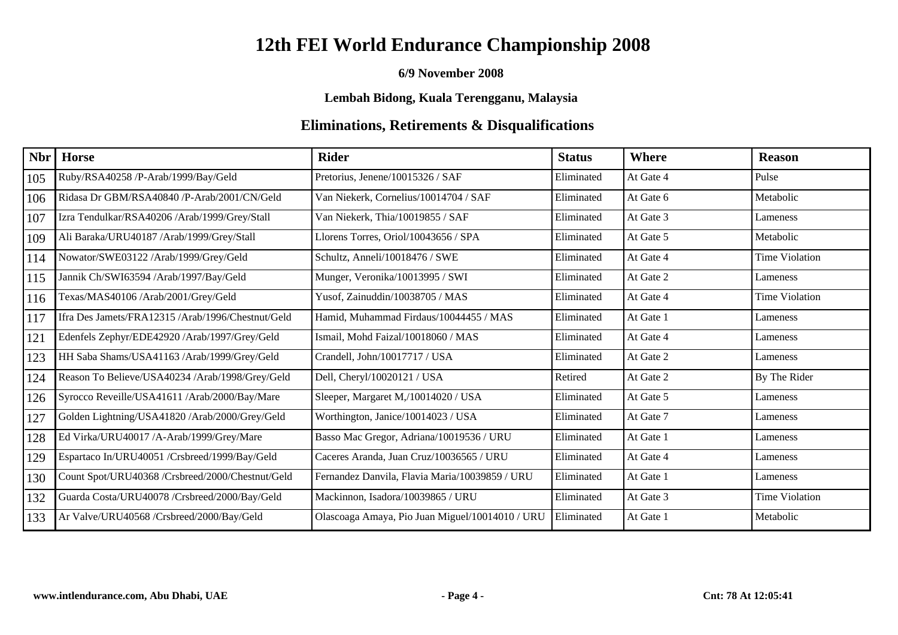# 12th FEI World Endurance Championship 2008

**6/9 November 2008**

**Lembah Bidong, Kuala Terengganu, Malaysia**

## Eliminations, Retirements & Disqualifications

| Nbr | Horse | Rider | Status | Where | Reason |
|---|---|---|---|---|---|
| 105 | Ruby/RSA40258 /P-Arab/1999/Bay/Geld | Pretorius, Jenene/10015326 / SAF | Eliminated | At Gate 4 | Pulse |
| 106 | Ridasa Dr GBM/RSA40840 /P-Arab/2001/CN/Geld | Van Niekerk, Cornelius/10014704 / SAF | Eliminated | At Gate 6 | Metabolic |
| 107 | Izra Tendulkar/RSA40206 /Arab/1999/Grey/Stall | Van Niekerk, Thia/10019855 / SAF | Eliminated | At Gate 3 | Lameness |
| 109 | Ali Baraka/URU40187 /Arab/1999/Grey/Stall | Llorens Torres, Oriol/10043656 / SPA | Eliminated | At Gate 5 | Metabolic |
| 114 | Nowator/SWE03122 /Arab/1999/Grey/Geld | Schultz, Anneli/10018476 / SWE | Eliminated | At Gate 4 | Time Violation |
| 115 | Jannik Ch/SWI63594 /Arab/1997/Bay/Geld | Munger, Veronika/10013995 / SWI | Eliminated | At Gate 2 | Lameness |
| 116 | Texas/MAS40106 /Arab/2001/Grey/Geld | Yusof, Zainuddin/10038705 / MAS | Eliminated | At Gate 4 | Time Violation |
| 117 | Ifra Des Jamets/FRA12315 /Arab/1996/Chestnut/Geld | Hamid, Muhammad Firdaus/10044455 / MAS | Eliminated | At Gate 1 | Lameness |
| 121 | Edenfels Zephyr/EDE42920 /Arab/1997/Grey/Geld | Ismail, Mohd Faizal/10018060 / MAS | Eliminated | At Gate 4 | Lameness |
| 123 | HH Saba Shams/USA41163 /Arab/1999/Grey/Geld | Crandell, John/10017717 / USA | Eliminated | At Gate 2 | Lameness |
| 124 | Reason To Believe/USA40234 /Arab/1998/Grey/Geld | Dell, Cheryl/10020121 / USA | Retired | At Gate 2 | By The Rider |
| 126 | Syrocco Reveille/USA41611 /Arab/2000/Bay/Mare | Sleeper, Margaret M,/10014020 / USA | Eliminated | At Gate 5 | Lameness |
| 127 | Golden Lightning/USA41820 /Arab/2000/Grey/Geld | Worthington, Janice/10014023 / USA | Eliminated | At Gate 7 | Lameness |
| 128 | Ed Virka/URU40017 /A-Arab/1999/Grey/Mare | Basso Mac Gregor, Adriana/10019536 / URU | Eliminated | At Gate 1 | Lameness |
| 129 | Espartaco In/URU40051 /Crsbreed/1999/Bay/Geld | Caceres Aranda, Juan Cruz/10036565 / URU | Eliminated | At Gate 4 | Lameness |
| 130 | Count Spot/URU40368 /Crsbreed/2000/Chestnut/Geld | Fernandez Danvila, Flavia Maria/10039859 / URU | Eliminated | At Gate 1 | Lameness |
| 132 | Guarda Costa/URU40078 /Crsbreed/2000/Bay/Geld | Mackinnon, Isadora/10039865 / URU | Eliminated | At Gate 3 | Time Violation |
| 133 | Ar Valve/URU40568 /Crsbreed/2000/Bay/Geld | Olascoaga Amaya, Pio Juan Miguel/10014010 / URU | Eliminated | At Gate 1 | Metabolic |

www.intlendurance.com, Abu Dhabi, UAE

Cnt: 78 At 12:05:41